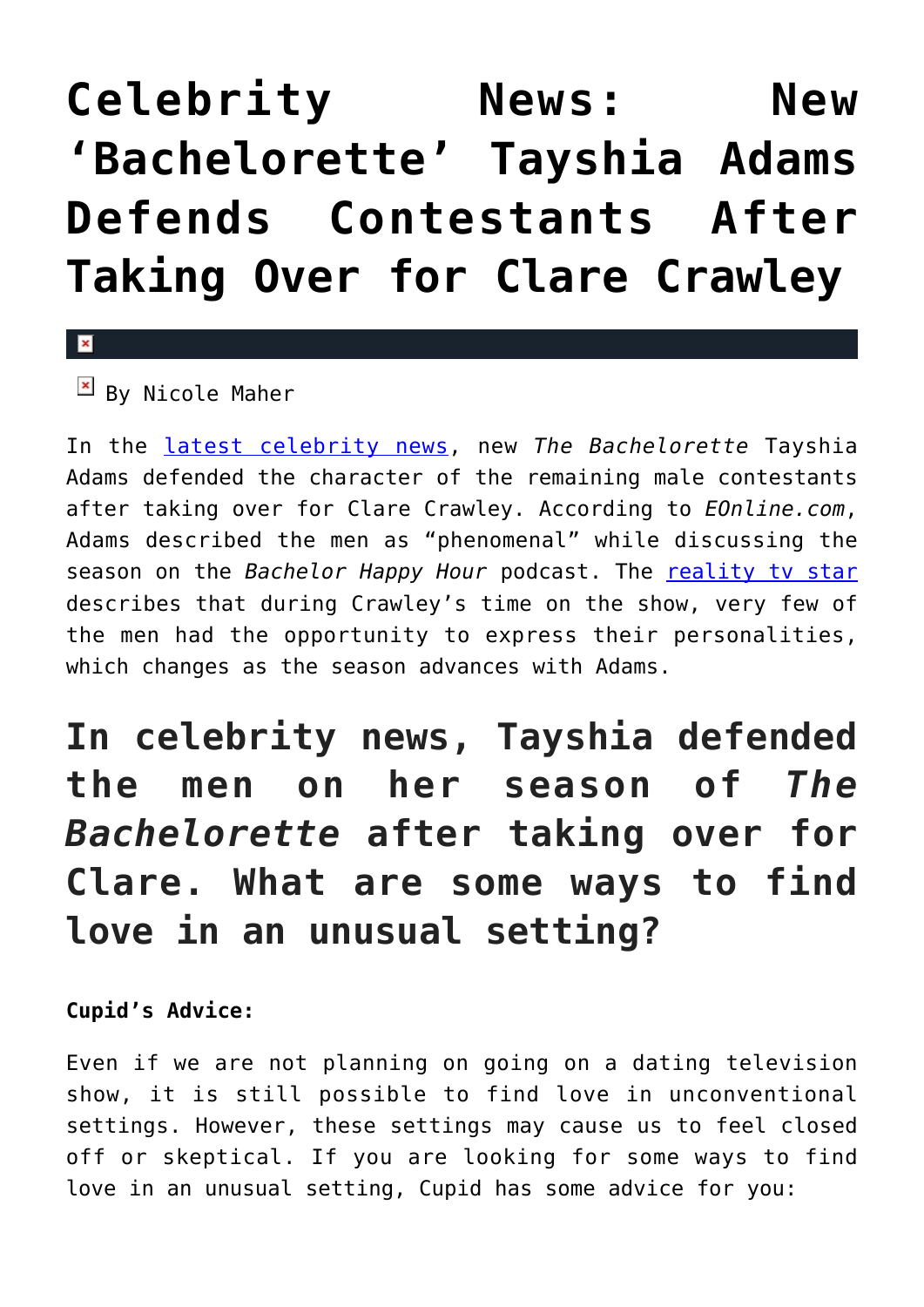# Celebrity News: New 'Bachelorette' Tayshia Adams Defends Contestants After Taking Over for Clare Crawley

By Nicole Maher

In the latest celebrity news, new *The Bachelorette* Tayshia Adams defended the character of the remaining male contestants after taking over for Clare Crawley. According to *EOnline.com*, Adams described the men as "phenomenal" while discussing the season on the *Bachelor Happy Hour* podcast. The reality tv star describes that during Crawley's time on the show, very few of the men had the opportunity to express their personalities, which changes as the season advances with Adams.

## In celebrity news, Tayshia defended the men on her season of *The Bachelorette* after taking over for Clare. What are some ways to find love in an unusual setting?

**Cupid's Advice:**

Even if we are not planning on going on a dating television show, it is still possible to find love in unconventional settings. However, these settings may cause us to feel closed off or skeptical. If you are looking for some ways to find love in an unusual setting, Cupid has some advice for you: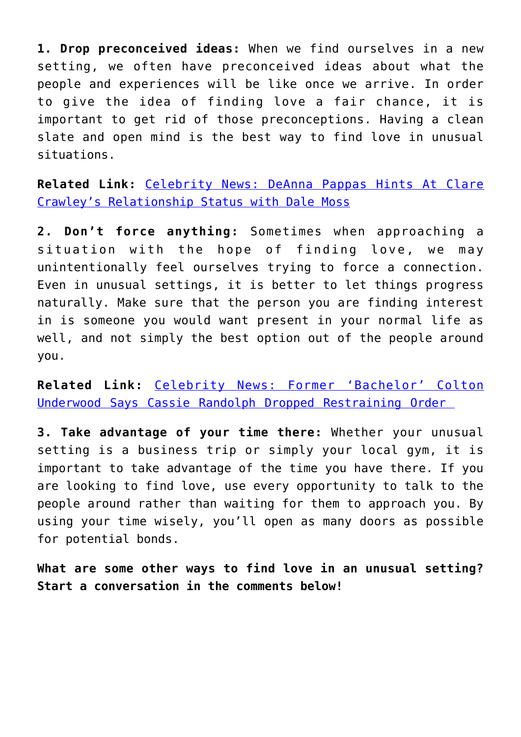**1. Drop preconceived ideas:** When we find ourselves in a new setting, we often have preconceived ideas about what the people and experiences will be like once we arrive. In order to give the idea of finding love a fair chance, it is important to get rid of those preconceptions. Having a clean slate and open mind is the best way to find love in unusual situations.

**Related Link:** Celebrity News: DeAnna Pappas Hints At Clare Crawley's Relationship Status with Dale Moss

**2. Don't force anything:** Sometimes when approaching a situation with the hope of finding love, we may unintentionally feel ourselves trying to force a connection. Even in unusual settings, it is better to let things progress naturally. Make sure that the person you are finding interest in is someone you would want present in your normal life as well, and not simply the best option out of the people around you.

**Related Link:** Celebrity News: Former 'Bachelor' Colton Underwood Says Cassie Randolph Dropped Restraining Order

**3. Take advantage of your time there:** Whether your unusual setting is a business trip or simply your local gym, it is important to take advantage of the time you have there. If you are looking to find love, use every opportunity to talk to the people around rather than waiting for them to approach you. By using your time wisely, you'll open as many doors as possible for potential bonds.

**What are some other ways to find love in an unusual setting? Start a conversation in the comments below!**